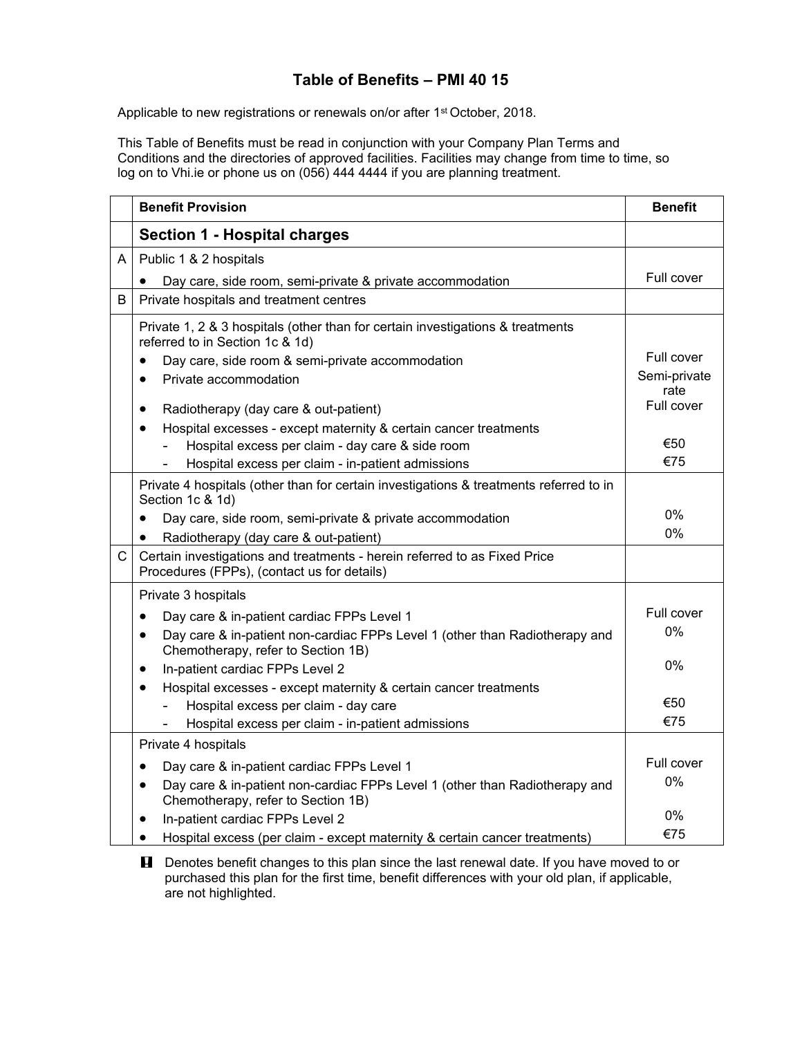# Table of Benefits – PMI 40 15

Applicable to new registrations or renewals on/or after 1st October, 2018.

This Table of Benefits must be read in conjunction with your Company Plan Terms and Conditions and the directories of approved facilities. Facilities may change from time to time, so log on to Vhi.ie or phone us on (056) 444 4444 if you are planning treatment.

| | Benefit Provision | Benefit |
|---|---|---|
| | **Section 1 - Hospital charges** | |
| A | Public 1 & 2 hospitals | |
| | • Day care, side room, semi-private & private accommodation | Full cover |
| B | Private hospitals and treatment centres | |
| | Private 1, 2 & 3 hospitals (other than for certain investigations & treatments referred to in Section 1c & 1d) | |
| | • Day care, side room & semi-private accommodation | Full cover |
| | • Private accommodation | Semi-private rate |
| | • Radiotherapy (day care & out-patient) | Full cover |
| | • Hospital excesses - except maternity & certain cancer treatments | |
| | - Hospital excess per claim - day care & side room | €50 |
| | - Hospital excess per claim - in-patient admissions | €75 |
| | Private 4 hospitals (other than for certain investigations & treatments referred to in Section 1c & 1d) | |
| | • Day care, side room, semi-private & private accommodation | 0% |
| | • Radiotherapy (day care & out-patient) | 0% |
| C | Certain investigations and treatments - herein referred to as Fixed Price Procedures (FPPs), (contact us for details) | |
| | Private 3 hospitals | |
| | • Day care & in-patient cardiac FPPs Level 1 | Full cover |
| | • Day care & in-patient non-cardiac FPPs Level 1 (other than Radiotherapy and Chemotherapy, refer to Section 1B) | 0% |
| | • In-patient cardiac FPPs Level 2 | 0% |
| | • Hospital excesses - except maternity & certain cancer treatments | |
| | - Hospital excess per claim - day care | €50 |
| | - Hospital excess per claim - in-patient admissions | €75 |
| | Private 4 hospitals | |
| | • Day care & in-patient cardiac FPPs Level 1 | Full cover |
| | • Day care & in-patient non-cardiac FPPs Level 1 (other than Radiotherapy and Chemotherapy, refer to Section 1B) | 0% |
| | • In-patient cardiac FPPs Level 2 | 0% |
| | • Hospital excess (per claim - except maternity & certain cancer treatments) | €75 |

! Denotes benefit changes to this plan since the last renewal date. If you have moved to or purchased this plan for the first time, benefit differences with your old plan, if applicable, are not highlighted.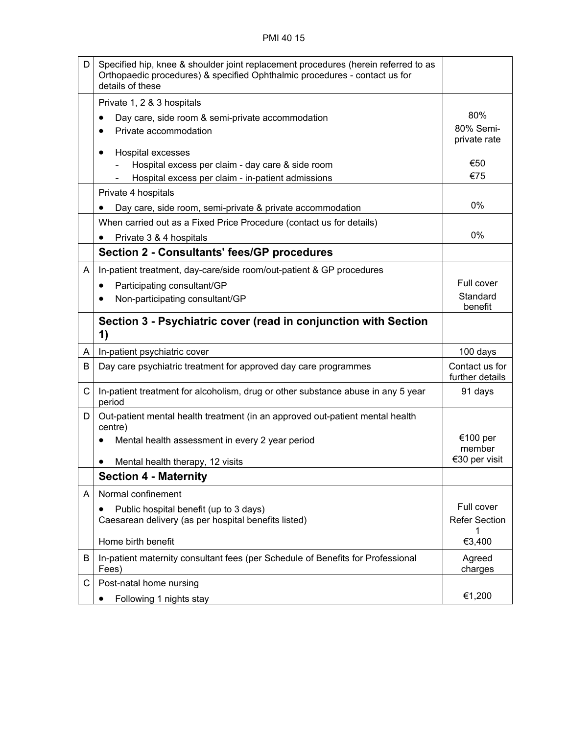| | | |
|---|---|---|
| D | Specified hip, knee & shoulder joint replacement procedures (herein referred to as Orthopaedic procedures) & specified Ophthalmic procedures - contact us for details of these | |
| | Private 1, 2 & 3 hospitals<br>• Day care, side room & semi-private accommodation<br>• Private accommodation<br>• Hospital excesses<br>- Hospital excess per claim - day care & side room<br>- Hospital excess per claim - in-patient admissions | <br>80%<br>80% Semi-private rate<br><br>€50<br>€75 |
| | Private 4 hospitals<br>• Day care, side room, semi-private & private accommodation | <br>0% |
| | When carried out as a Fixed Price Procedure (contact us for details)<br>• Private 3 & 4 hospitals | <br>0% |
| | **Section 2 - Consultants' fees/GP procedures** | |
| A | In-patient treatment, day-care/side room/out-patient & GP procedures<br>• Participating consultant/GP<br>• Non-participating consultant/GP | <br>Full cover<br>Standard benefit |
| | **Section 3 - Psychiatric cover (read in conjunction with Section 1)** | |
| A | In-patient psychiatric cover | 100 days |
| B | Day care psychiatric treatment for approved day care programmes | Contact us for further details |
| C | In-patient treatment for alcoholism, drug or other substance abuse in any 5 year period | 91 days |
| D | Out-patient mental health treatment (in an approved out-patient mental health centre)<br>• Mental health assessment in every 2 year period<br>• Mental health therapy, 12 visits | <br>€100 per member<br>€30 per visit |
| | **Section 4 - Maternity** | |
| A | Normal confinement<br>• Public hospital benefit (up to 3 days)<br>Caesarean delivery (as per hospital benefits listed)<br>Home birth benefit | <br>Full cover<br>Refer Section 1<br>€3,400 |
| B | In-patient maternity consultant fees (per Schedule of Benefits for Professional Fees) | Agreed charges |
| C | Post-natal home nursing<br>• Following 1 nights stay | <br>€1,200 |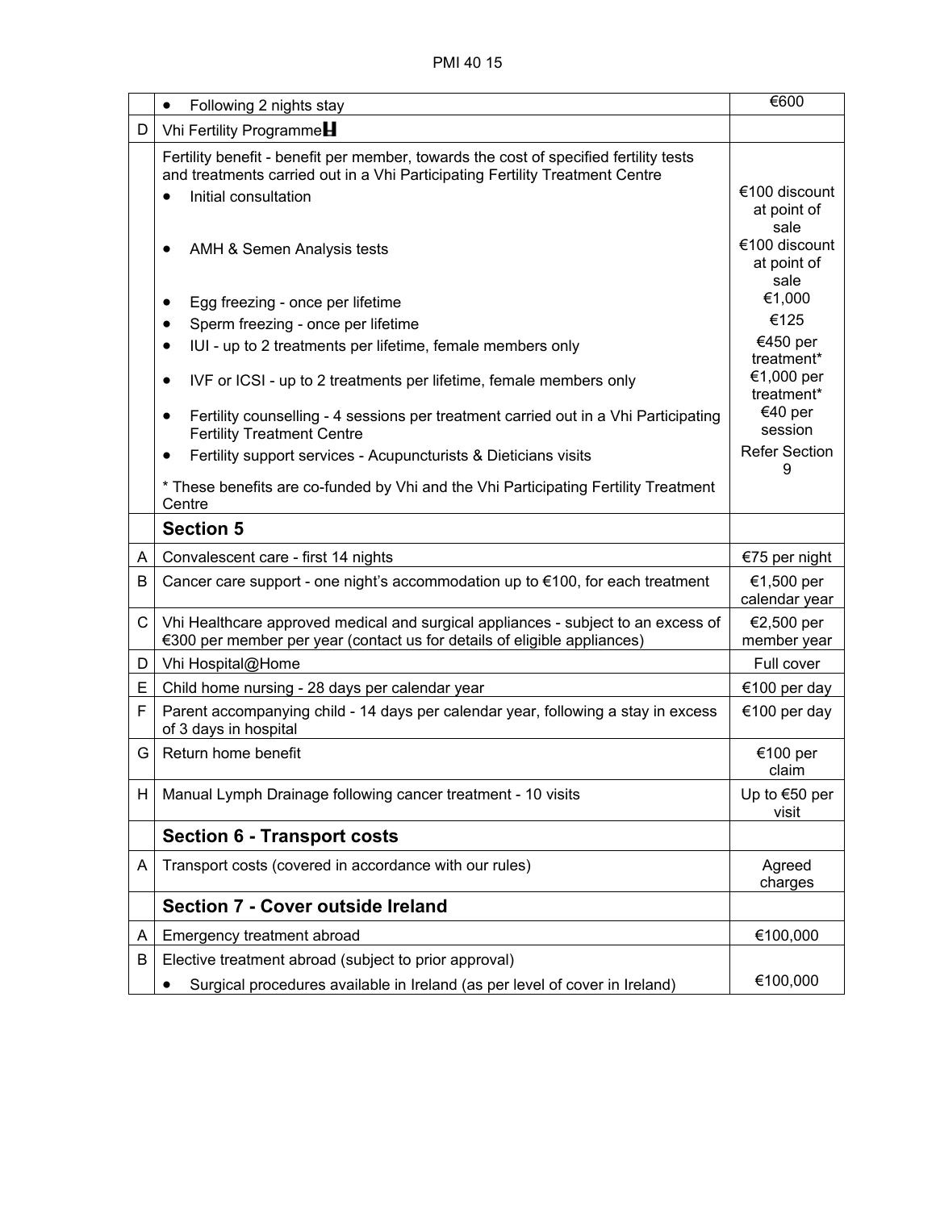| | | |
|---|---|---|
| | • Following 2 nights stay | €600 |
| D | Vhi Fertility Programme | |
| | Fertility benefit - benefit per member, towards the cost of specified fertility tests and treatments carried out in a Vhi Participating Fertility Treatment Centre<br>• Initial consultation<br>• AMH & Semen Analysis tests<br>• Egg freezing - once per lifetime<br>• Sperm freezing - once per lifetime<br>• IUI - up to 2 treatments per lifetime, female members only<br>• IVF or ICSI - up to 2 treatments per lifetime, female members only<br>• Fertility counselling - 4 sessions per treatment carried out in a Vhi Participating Fertility Treatment Centre<br>• Fertility support services - Acupuncturists & Dieticians visits<br>* These benefits are co-funded by Vhi and the Vhi Participating Fertility Treatment Centre | <br><br>€100 discount at point of sale<br>€100 discount at point of sale<br>€1,000<br>€125<br>€450 per treatment*<br>€1,000 per treatment*<br>€40 per session<br>Refer Section 9 |
| | **Section 5** | |
| A | Convalescent care - first 14 nights | €75 per night |
| B | Cancer care support - one night's accommodation up to €100, for each treatment | €1,500 per calendar year |
| C | Vhi Healthcare approved medical and surgical appliances - subject to an excess of €300 per member per year (contact us for details of eligible appliances) | €2,500 per member year |
| D | Vhi Hospital@Home | Full cover |
| E | Child home nursing - 28 days per calendar year | €100 per day |
| F | Parent accompanying child - 14 days per calendar year, following a stay in excess of 3 days in hospital | €100 per day |
| G | Return home benefit | €100 per claim |
| H | Manual Lymph Drainage following cancer treatment - 10 visits | Up to €50 per visit |
| | **Section 6 - Transport costs** | |
| A | Transport costs (covered in accordance with our rules) | Agreed charges |
| | **Section 7 - Cover outside Ireland** | |
| A | Emergency treatment abroad | €100,000 |
| B | Elective treatment abroad (subject to prior approval)<br>• Surgical procedures available in Ireland (as per level of cover in Ireland) | <br>€100,000 |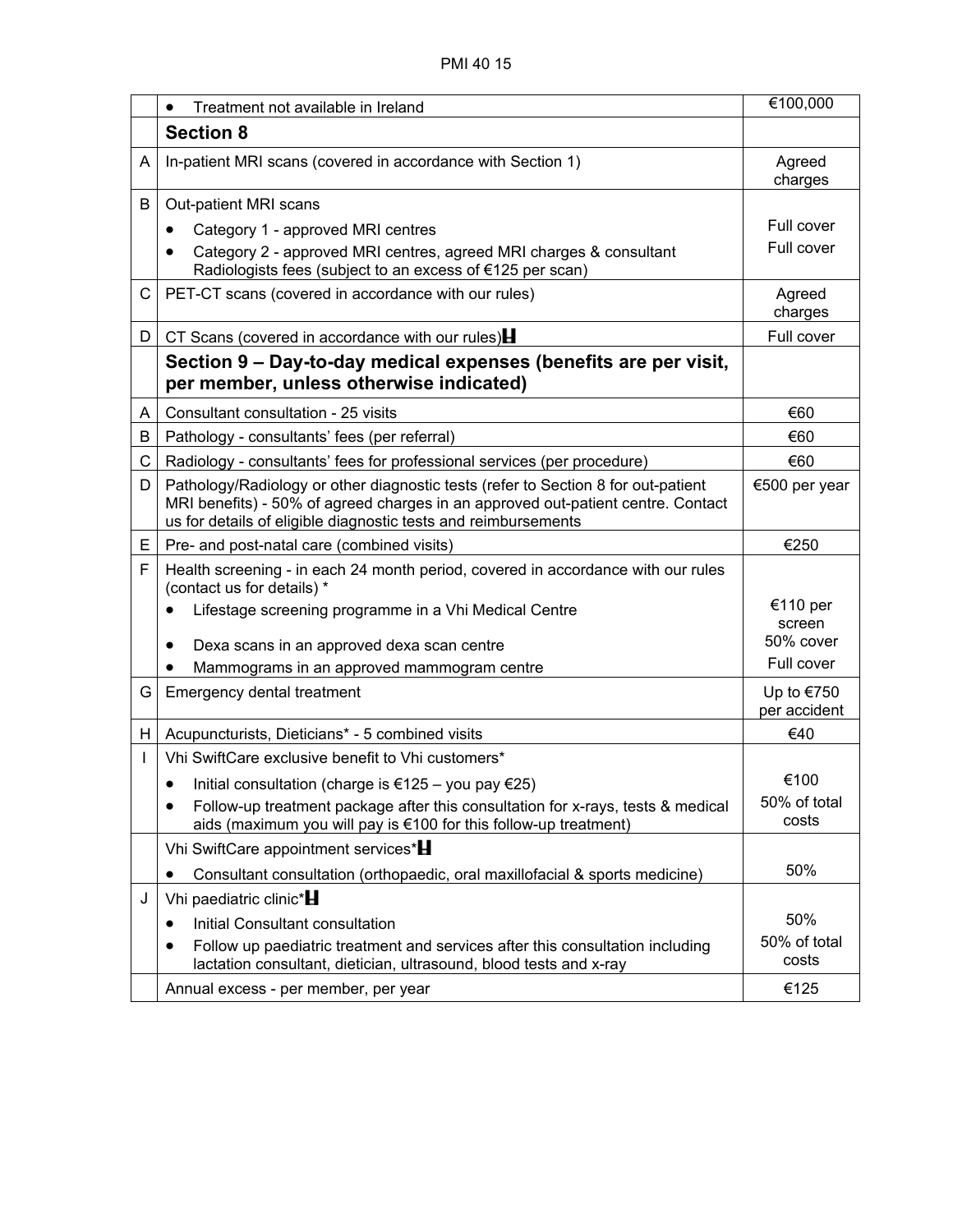| | | |
|---|---|---|
| | • Treatment not available in Ireland | €100,000 |
| | **Section 8** | |
| A | In-patient MRI scans (covered in accordance with Section 1) | Agreed charges |
| B | Out-patient MRI scans<br>• Category 1 - approved MRI centres<br>• Category 2 - approved MRI centres, agreed MRI charges & consultant Radiologists fees (subject to an excess of €125 per scan) | <br>Full cover<br>Full cover |
| C | PET-CT scans (covered in accordance with our rules) | Agreed charges |
| D | CT Scans (covered in accordance with our rules) | Full cover |
| | **Section 9 – Day-to-day medical expenses (benefits are per visit, per member, unless otherwise indicated)** | |
| A | Consultant consultation - 25 visits | €60 |
| B | Pathology - consultants' fees (per referral) | €60 |
| C | Radiology - consultants' fees for professional services (per procedure) | €60 |
| D | Pathology/Radiology or other diagnostic tests (refer to Section 8 for out-patient MRI benefits) - 50% of agreed charges in an approved out-patient centre. Contact us for details of eligible diagnostic tests and reimbursements | €500 per year |
| E | Pre- and post-natal care (combined visits) | €250 |
| F | Health screening - in each 24 month period, covered in accordance with our rules (contact us for details) *<br>• Lifestage screening programme in a Vhi Medical Centre<br>• Dexa scans in an approved dexa scan centre<br>• Mammograms in an approved mammogram centre | <br>€110 per screen<br>50% cover<br>Full cover |
| G | Emergency dental treatment | Up to €750 per accident |
| H | Acupuncturists, Dieticians* - 5 combined visits | €40 |
| I | Vhi SwiftCare exclusive benefit to Vhi customers*<br>• Initial consultation (charge is €125 – you pay €25)<br>• Follow-up treatment package after this consultation for x-rays, tests & medical aids (maximum you will pay is €100 for this follow-up treatment) | <br>€100<br>50% of total costs |
| | Vhi SwiftCare appointment services*<br>• Consultant consultation (orthopaedic, oral maxillofacial & sports medicine) | <br>50% |
| J | Vhi paediatric clinic*<br>• Initial Consultant consultation<br>• Follow up paediatric treatment and services after this consultation including lactation consultant, dietician, ultrasound, blood tests and x-ray | <br>50%<br>50% of total costs |
| | Annual excess - per member, per year | €125 |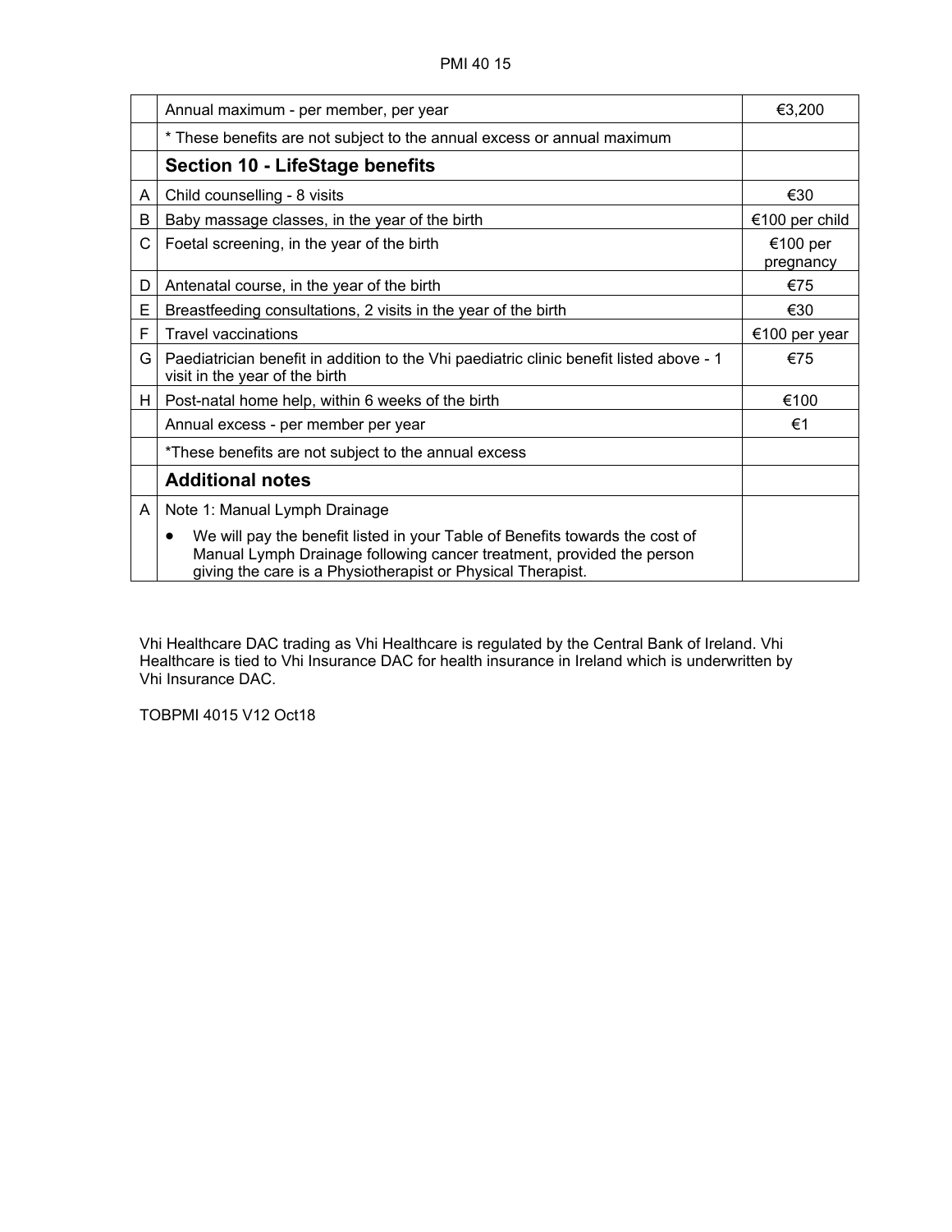| | | |
|---|---|---|
| | Annual maximum - per member, per year | €3,200 |
| | * These benefits are not subject to the annual excess or annual maximum | |
| | **Section 10 - LifeStage benefits** | |
| A | Child counselling - 8 visits | €30 |
| B | Baby massage classes, in the year of the birth | €100 per child |
| C | Foetal screening, in the year of the birth | €100 per pregnancy |
| D | Antenatal course, in the year of the birth | €75 |
| E | Breastfeeding consultations, 2 visits in the year of the birth | €30 |
| F | Travel vaccinations | €100 per year |
| G | Paediatrician benefit in addition to the Vhi paediatric clinic benefit listed above - 1 visit in the year of the birth | €75 |
| H | Post-natal home help, within 6 weeks of the birth | €100 |
| | Annual excess - per member per year | €1 |
| | *These benefits are not subject to the annual excess | |
| | **Additional notes** | |
| A | Note 1: Manual Lymph Drainage<br>• We will pay the benefit listed in your Table of Benefits towards the cost of Manual Lymph Drainage following cancer treatment, provided the person giving the care is a Physiotherapist or Physical Therapist. | |

Vhi Healthcare DAC trading as Vhi Healthcare is regulated by the Central Bank of Ireland. Vhi Healthcare is tied to Vhi Insurance DAC for health insurance in Ireland which is underwritten by Vhi Insurance DAC.

TOBPMI 4015 V12 Oct18